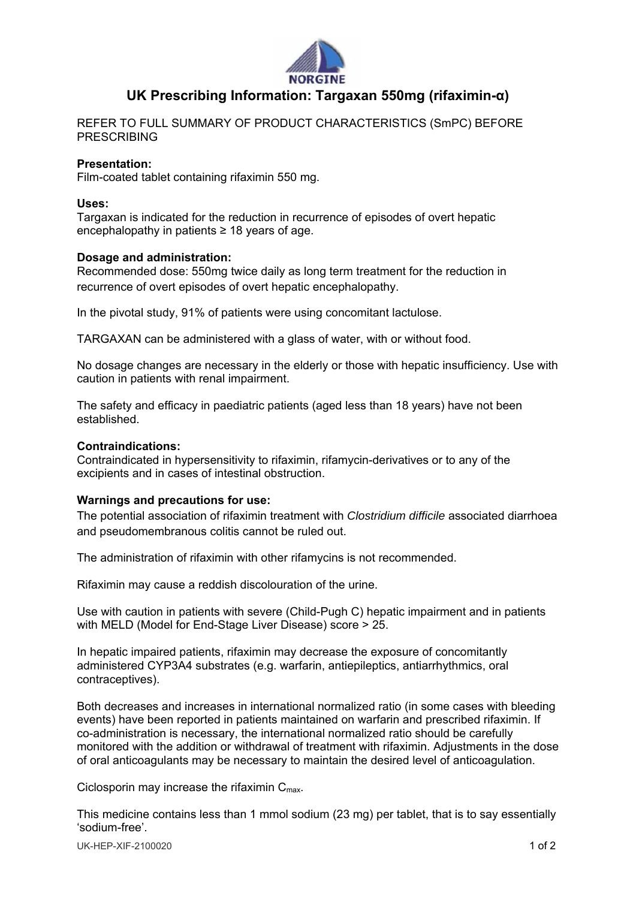# UK Prescribing Information: Targaxan 550mg (rifaximin-α)

REFER TO FULL SUMMARY OF PRODUCT CHARACTERISTICS (SmPC) BEFORE PRESCRIBING

**Presentation:**
Film-coated tablet containing rifaximin 550 mg.

**Uses:**
Targaxan is indicated for the reduction in recurrence of episodes of overt hepatic encephalopathy in patients ≥ 18 years of age.

**Dosage and administration:**
Recommended dose: 550mg twice daily as long term treatment for the reduction in recurrence of overt episodes of overt hepatic encephalopathy.

In the pivotal study, 91% of patients were using concomitant lactulose.

TARGAXAN can be administered with a glass of water, with or without food.

No dosage changes are necessary in the elderly or those with hepatic insufficiency. Use with caution in patients with renal impairment.

The safety and efficacy in paediatric patients (aged less than 18 years) have not been established.

**Contraindications:**
Contraindicated in hypersensitivity to rifaximin, rifamycin-derivatives or to any of the excipients and in cases of intestinal obstruction.

**Warnings and precautions for use:**
The potential association of rifaximin treatment with *Clostridium difficile* associated diarrhoea and pseudomembranous colitis cannot be ruled out.

The administration of rifaximin with other rifamycins is not recommended.

Rifaximin may cause a reddish discolouration of the urine.

Use with caution in patients with severe (Child-Pugh C) hepatic impairment and in patients with MELD (Model for End-Stage Liver Disease) score > 25.

In hepatic impaired patients, rifaximin may decrease the exposure of concomitantly administered CYP3A4 substrates (e.g. warfarin, antiepileptics, antiarrhythmics, oral contraceptives).

Both decreases and increases in international normalized ratio (in some cases with bleeding events) have been reported in patients maintained on warfarin and prescribed rifaximin. If co-administration is necessary, the international normalized ratio should be carefully monitored with the addition or withdrawal of treatment with rifaximin. Adjustments in the dose of oral anticoagulants may be necessary to maintain the desired level of anticoagulation.

Ciclosporin may increase the rifaximin $C_{max}$.

This medicine contains less than 1 mmol sodium (23 mg) per tablet, that is to say essentially 'sodium-free'.

UK-HEP-XIF-2100020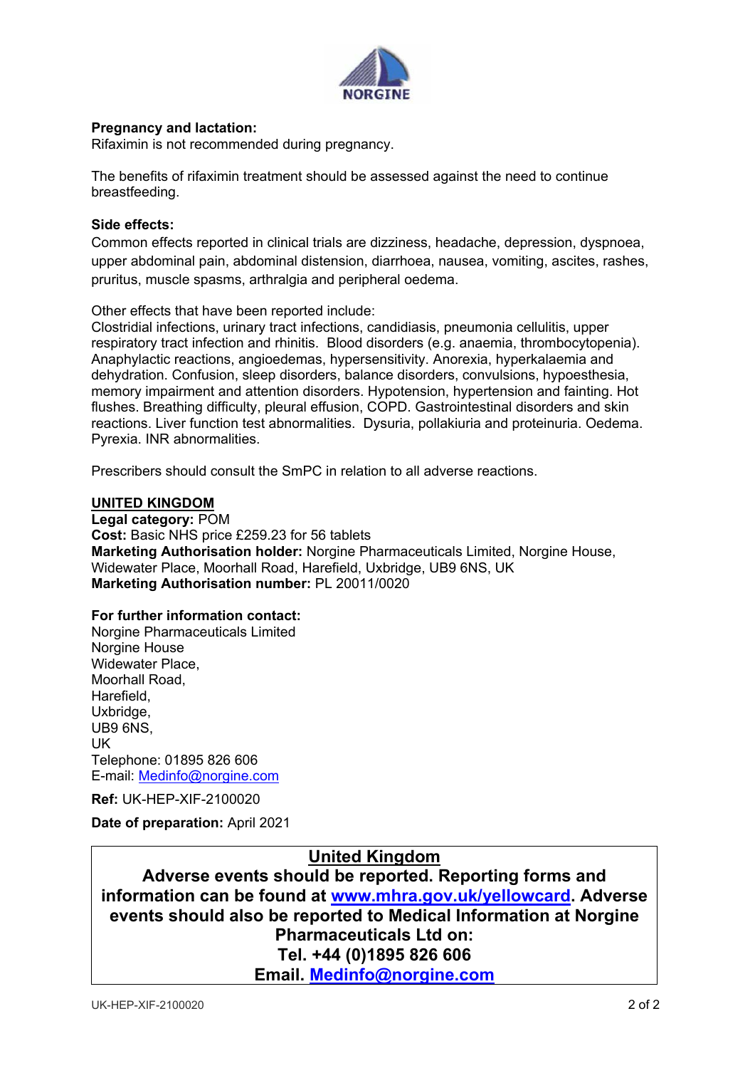**Pregnancy and lactation:**
Rifaximin is not recommended during pregnancy.

The benefits of rifaximin treatment should be assessed against the need to continue breastfeeding.

**Side effects:**
Common effects reported in clinical trials are dizziness, headache, depression, dyspnoea, upper abdominal pain, abdominal distension, diarrhoea, nausea, vomiting, ascites, rashes, pruritus, muscle spasms, arthralgia and peripheral oedema.

Other effects that have been reported include:
Clostridial infections, urinary tract infections, candidiasis, pneumonia cellulitis, upper respiratory tract infection and rhinitis. Blood disorders (e.g. anaemia, thrombocytopenia). Anaphylactic reactions, angioedemas, hypersensitivity. Anorexia, hyperkalaemia and dehydration. Confusion, sleep disorders, balance disorders, convulsions, hypoesthesia, memory impairment and attention disorders. Hypotension, hypertension and fainting. Hot flushes. Breathing difficulty, pleural effusion, COPD. Gastrointestinal disorders and skin reactions. Liver function test abnormalities. Dysuria, pollakiuria and proteinuria. Oedema. Pyrexia. INR abnormalities.

Prescribers should consult the SmPC in relation to all adverse reactions.

**UNITED KINGDOM**
**Legal category:** POM
**Cost:** Basic NHS price £259.23 for 56 tablets
**Marketing Authorisation holder:** Norgine Pharmaceuticals Limited, Norgine House, Widewater Place, Moorhall Road, Harefield, Uxbridge, UB9 6NS, UK
**Marketing Authorisation number:** PL 20011/0020

**For further information contact:**
Norgine Pharmaceuticals Limited
Norgine House
Widewater Place,
Moorhall Road,
Harefield,
Uxbridge,
UB9 6NS,
UK
Telephone: 01895 826 606
E-mail: Medinfo@norgine.com

**Ref:** UK-HEP-XIF-2100020

**Date of preparation:** April 2021

**United Kingdom**
**Adverse events should be reported. Reporting forms and information can be found at www.mhra.gov.uk/yellowcard. Adverse events should also be reported to Medical Information at Norgine Pharmaceuticals Ltd on:**
**Tel. +44 (0)1895 826 606**
**Email. Medinfo@norgine.com**